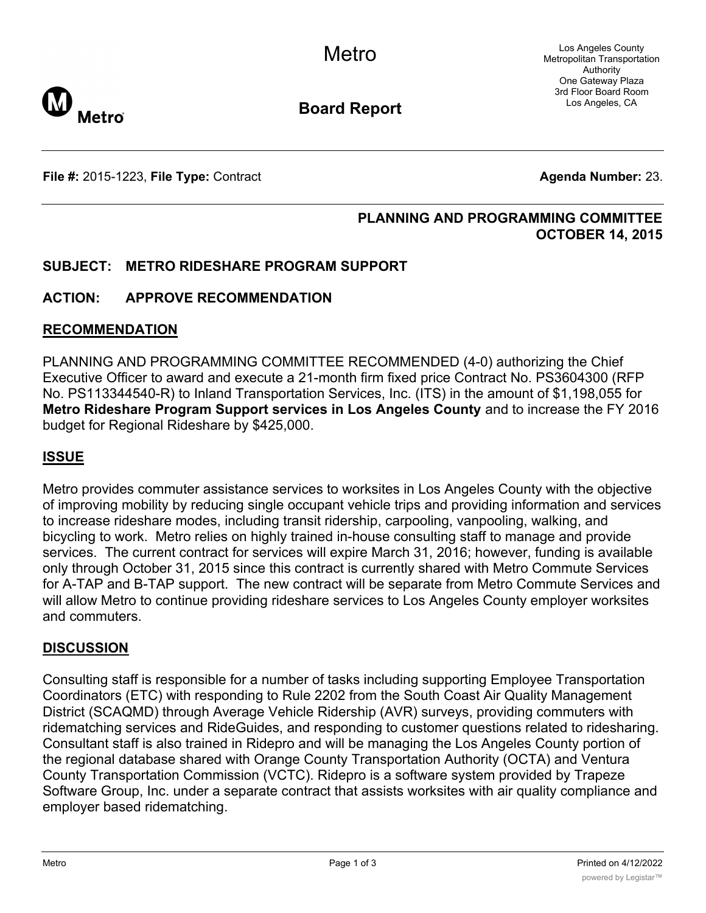# Metro

## Board Report

Los Angeles County Metropolitan Transportation Authority
One Gateway Plaza
3rd Floor Board Room
Los Angeles, CA

**File #:** 2015-1223, **File Type:** Contract **Agenda Number:** 23.

**PLANNING AND PROGRAMMING COMMITTEE**
**OCTOBER 14, 2015**

**SUBJECT: METRO RIDESHARE PROGRAM SUPPORT**

**ACTION: APPROVE RECOMMENDATION**

## RECOMMENDATION

PLANNING AND PROGRAMMING COMMITTEE RECOMMENDED (4-0) authorizing the Chief Executive Officer to award and execute a 21-month firm fixed price Contract No. PS3604300 (RFP No. PS113344540-R) to Inland Transportation Services, Inc. (ITS) in the amount of $1,198,055 for **Metro Rideshare Program Support services in Los Angeles County** and to increase the FY 2016 budget for Regional Rideshare by $425,000.

## ISSUE

Metro provides commuter assistance services to worksites in Los Angeles County with the objective of improving mobility by reducing single occupant vehicle trips and providing information and services to increase rideshare modes, including transit ridership, carpooling, vanpooling, walking, and bicycling to work. Metro relies on highly trained in-house consulting staff to manage and provide services. The current contract for services will expire March 31, 2016; however, funding is available only through October 31, 2015 since this contract is currently shared with Metro Commute Services for A-TAP and B-TAP support. The new contract will be separate from Metro Commute Services and will allow Metro to continue providing rideshare services to Los Angeles County employer worksites and commuters.

## DISCUSSION

Consulting staff is responsible for a number of tasks including supporting Employee Transportation Coordinators (ETC) with responding to Rule 2202 from the South Coast Air Quality Management District (SCAQMD) through Average Vehicle Ridership (AVR) surveys, providing commuters with ridematching services and RideGuides, and responding to customer questions related to ridesharing. Consultant staff is also trained in Ridepro and will be managing the Los Angeles County portion of the regional database shared with Orange County Transportation Authority (OCTA) and Ventura County Transportation Commission (VCTC). Ridepro is a software system provided by Trapeze Software Group, Inc. under a separate contract that assists worksites with air quality compliance and employer based ridematching.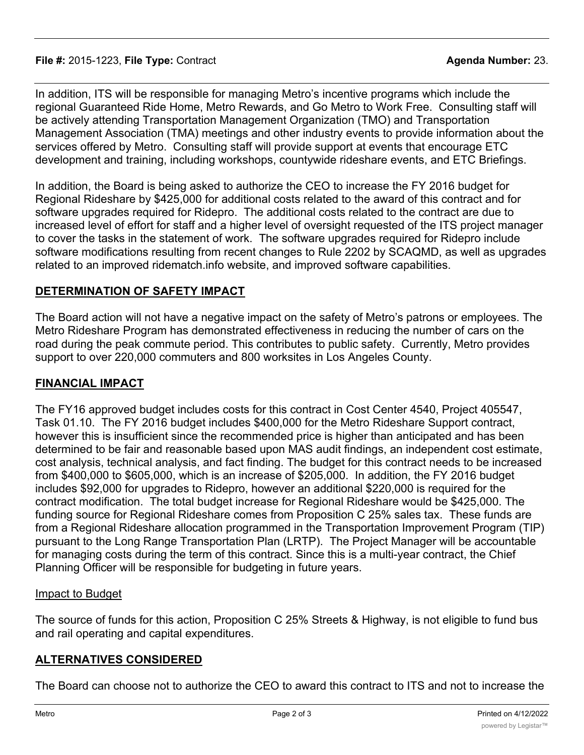In addition, ITS will be responsible for managing Metro's incentive programs which include the regional Guaranteed Ride Home, Metro Rewards, and Go Metro to Work Free. Consulting staff will be actively attending Transportation Management Organization (TMO) and Transportation Management Association (TMA) meetings and other industry events to provide information about the services offered by Metro. Consulting staff will provide support at events that encourage ETC development and training, including workshops, countywide rideshare events, and ETC Briefings.

In addition, the Board is being asked to authorize the CEO to increase the FY 2016 budget for Regional Rideshare by $425,000 for additional costs related to the award of this contract and for software upgrades required for Ridepro. The additional costs related to the contract are due to increased level of effort for staff and a higher level of oversight requested of the ITS project manager to cover the tasks in the statement of work. The software upgrades required for Ridepro include software modifications resulting from recent changes to Rule 2202 by SCAQMD, as well as upgrades related to an improved ridematch.info website, and improved software capabilities.

## DETERMINATION OF SAFETY IMPACT

The Board action will not have a negative impact on the safety of Metro's patrons or employees. The Metro Rideshare Program has demonstrated effectiveness in reducing the number of cars on the road during the peak commute period. This contributes to public safety. Currently, Metro provides support to over 220,000 commuters and 800 worksites in Los Angeles County.

## FINANCIAL IMPACT

The FY16 approved budget includes costs for this contract in Cost Center 4540, Project 405547, Task 01.10. The FY 2016 budget includes $400,000 for the Metro Rideshare Support contract, however this is insufficient since the recommended price is higher than anticipated and has been determined to be fair and reasonable based upon MAS audit findings, an independent cost estimate, cost analysis, technical analysis, and fact finding. The budget for this contract needs to be increased from $400,000 to $605,000, which is an increase of $205,000. In addition, the FY 2016 budget includes $92,000 for upgrades to Ridepro, however an additional $220,000 is required for the contract modification. The total budget increase for Regional Rideshare would be $425,000. The funding source for Regional Rideshare comes from Proposition C 25% sales tax. These funds are from a Regional Rideshare allocation programmed in the Transportation Improvement Program (TIP) pursuant to the Long Range Transportation Plan (LRTP). The Project Manager will be accountable for managing costs during the term of this contract. Since this is a multi-year contract, the Chief Planning Officer will be responsible for budgeting in future years.

### Impact to Budget

The source of funds for this action, Proposition C 25% Streets & Highway, is not eligible to fund bus and rail operating and capital expenditures.

## ALTERNATIVES CONSIDERED

The Board can choose not to authorize the CEO to award this contract to ITS and not to increase the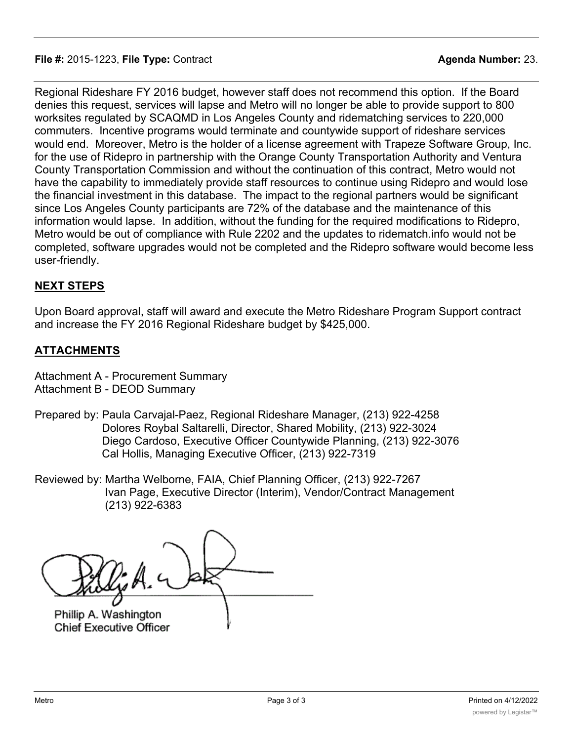Regional Rideshare FY 2016 budget, however staff does not recommend this option. If the Board denies this request, services will lapse and Metro will no longer be able to provide support to 800 worksites regulated by SCAQMD in Los Angeles County and ridematching services to 220,000 commuters. Incentive programs would terminate and countywide support of rideshare services would end. Moreover, Metro is the holder of a license agreement with Trapeze Software Group, Inc. for the use of Ridepro in partnership with the Orange County Transportation Authority and Ventura County Transportation Commission and without the continuation of this contract, Metro would not have the capability to immediately provide staff resources to continue using Ridepro and would lose the financial investment in this database. The impact to the regional partners would be significant since Los Angeles County participants are 72% of the database and the maintenance of this information would lapse. In addition, without the funding for the required modifications to Ridepro, Metro would be out of compliance with Rule 2202 and the updates to ridematch.info would not be completed, software upgrades would not be completed and the Ridepro software would become less user-friendly.

## NEXT STEPS

Upon Board approval, staff will award and execute the Metro Rideshare Program Support contract and increase the FY 2016 Regional Rideshare budget by $425,000.

## ATTACHMENTS

Attachment A - Procurement Summary
Attachment B - DEOD Summary

Prepared by: Paula Carvajal-Paez, Regional Rideshare Manager, (213) 922-4258
Dolores Roybal Saltarelli, Director, Shared Mobility, (213) 922-3024
Diego Cardoso, Executive Officer Countywide Planning, (213) 922-3076
Cal Hollis, Managing Executive Officer, (213) 922-7319

Reviewed by: Martha Welborne, FAIA, Chief Planning Officer, (213) 922-7267
Ivan Page, Executive Director (Interim), Vendor/Contract Management (213) 922-6383

Phillip A. Washington
Chief Executive Officer